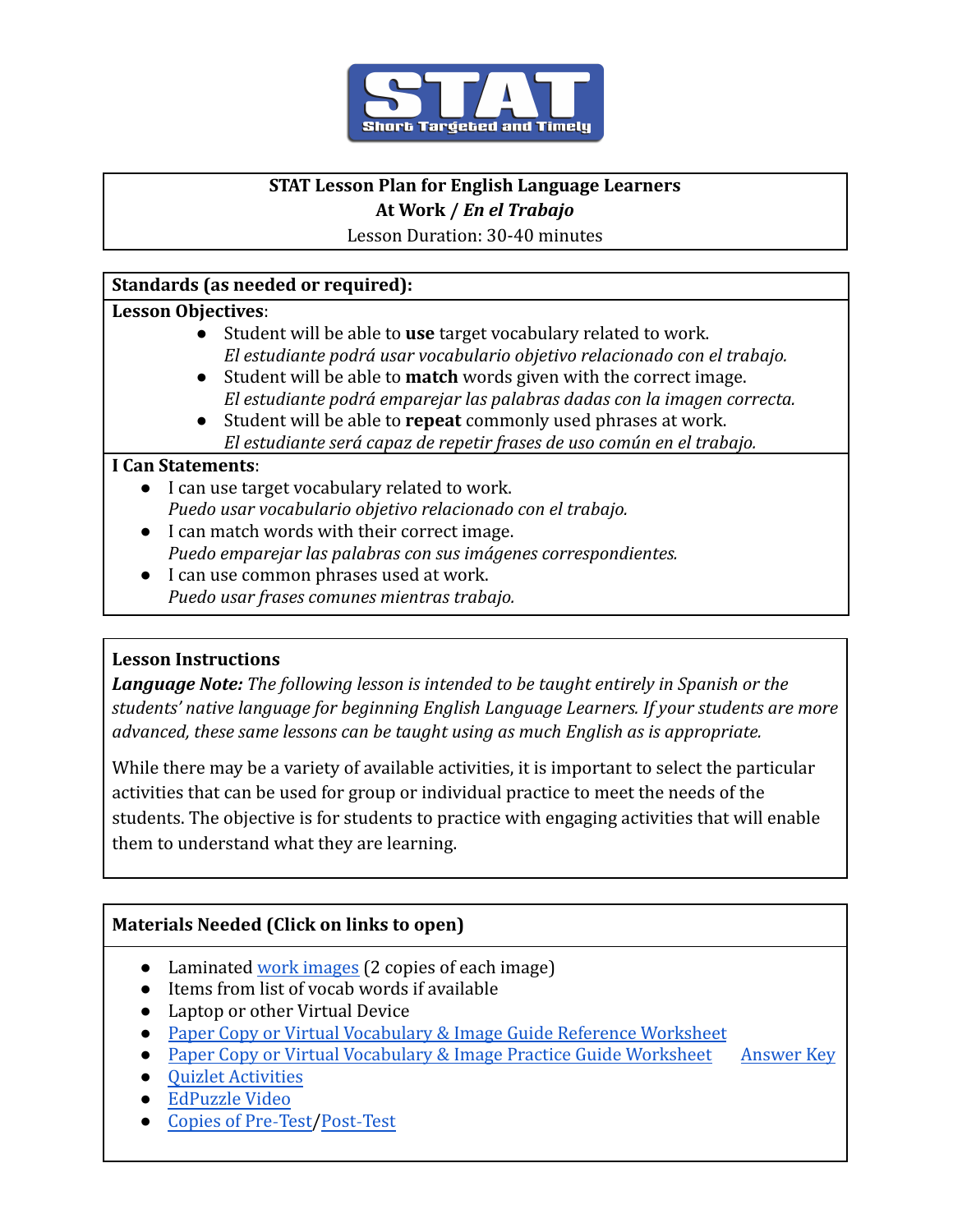# STAT Lesson Plan for English Language Learners

## At Work / *En el Trabajo*

Lesson Duration: 30-40 minutes

**Standards (as needed or required):**

**Lesson Objectives**:

- Student will be able to **use** target vocabulary related to work.
  *El estudiante podrá usar vocabulario objetivo relacionado con el trabajo.*
- Student will be able to **match** words given with the correct image.
  *El estudiante podrá emparejar las palabras dadas con la imagen correcta.*
- Student will be able to **repeat** commonly used phrases at work.
  *El estudiante será capaz de repetir frases de uso común en el trabajo.*

**I Can Statements**:

- I can use target vocabulary related to work.
  *Puedo usar vocabulario objetivo relacionado con el trabajo.*
- I can match words with their correct image.
  *Puedo emparejar las palabras con sus imágenes correspondientes.*
- I can use common phrases used at work.
  *Puedo usar frases comunes mientras trabajo.*

**Lesson Instructions**

***Language Note:*** *The following lesson is intended to be taught entirely in Spanish or the students' native language for beginning English Language Learners. If your students are more advanced, these same lessons can be taught using as much English as is appropriate.*

While there may be a variety of available activities, it is important to select the particular activities that can be used for group or individual practice to meet the needs of the students. The objective is for students to practice with engaging activities that will enable them to understand what they are learning.

**Materials Needed (Click on links to open)**

- Laminated work images (2 copies of each image)
- Items from list of vocab words if available
- Laptop or other Virtual Device
- Paper Copy or Virtual Vocabulary & Image Guide Reference Worksheet
- Paper Copy or Virtual Vocabulary & Image Practice Guide Worksheet    Answer Key
- Quizlet Activities
- EdPuzzle Video
- Copies of Pre-Test/Post-Test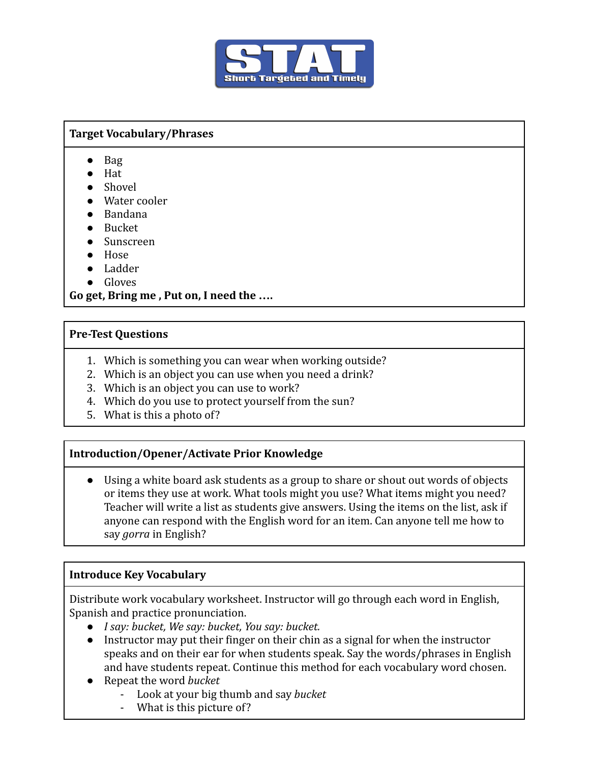# STAT

Short Targeted and Timely

## Target Vocabulary/Phrases

- Bag
- Hat
- Shovel
- Water cooler
- Bandana
- Bucket
- Sunscreen
- Hose
- Ladder
- Gloves

**Go get, Bring me , Put on, I need the ….**

## Pre-Test Questions

1. Which is something you can wear when working outside?
2. Which is an object you can use when you need a drink?
3. Which is an object you can use to work?
4. Which do you use to protect yourself from the sun?
5. What is this a photo of?

## Introduction/Opener/Activate Prior Knowledge

- Using a white board ask students as a group to share or shout out words of objects or items they use at work. What tools might you use? What items might you need? Teacher will write a list as students give answers. Using the items on the list, ask if anyone can respond with the English word for an item. Can anyone tell me how to say *gorra* in English?

## Introduce Key Vocabulary

Distribute work vocabulary worksheet. Instructor will go through each word in English, Spanish and practice pronunciation.

- *I say: bucket, We say: bucket, You say: bucket.*
- Instructor may put their finger on their chin as a signal for when the instructor speaks and on their ear for when students speak. Say the words/phrases in English and have students repeat. Continue this method for each vocabulary word chosen.
- Repeat the word *bucket*
  - Look at your big thumb and say *bucket*
  - What is this picture of?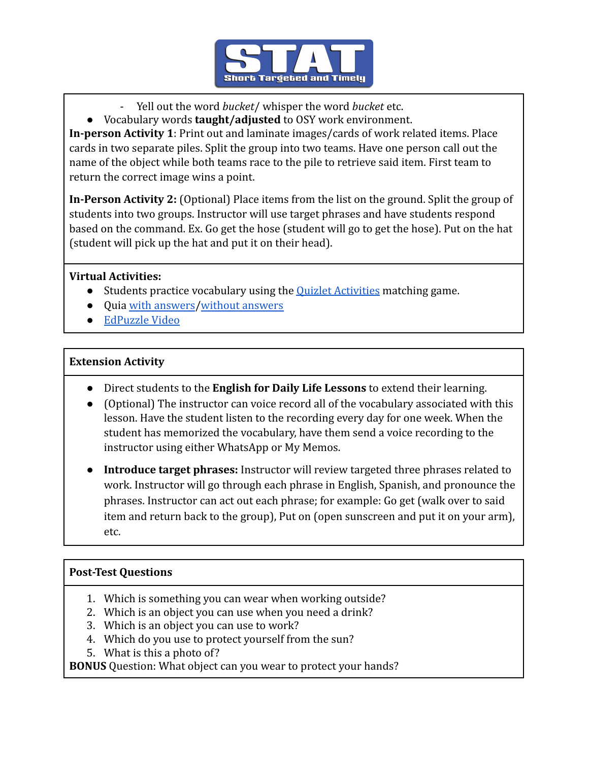- Yell out the word *bucket*/ whisper the word *bucket* etc.
- Vocabulary words **taught/adjusted** to OSY work environment.

**In-person Activity 1**: Print out and laminate images/cards of work related items. Place cards in two separate piles. Split the group into two teams. Have one person call out the name of the object while both teams race to the pile to retrieve said item. First team to return the correct image wins a point.

**In-Person Activity 2:** (Optional) Place items from the list on the ground. Split the group of students into two groups. Instructor will use target phrases and have students respond based on the command. Ex. Go get the hose (student will go to get the hose). Put on the hat (student will pick up the hat and put it on their head).

**Virtual Activities:**

- Students practice vocabulary using the Quizlet Activities matching game.
- Quia with answers/without answers
- EdPuzzle Video

**Extension Activity**

- Direct students to the **English for Daily Life Lessons** to extend their learning.
- (Optional) The instructor can voice record all of the vocabulary associated with this lesson. Have the student listen to the recording every day for one week. When the student has memorized the vocabulary, have them send a voice recording to the instructor using either WhatsApp or My Memos.
- **Introduce target phrases:** Instructor will review targeted three phrases related to work. Instructor will go through each phrase in English, Spanish, and pronounce the phrases. Instructor can act out each phrase; for example: Go get (walk over to said item and return back to the group), Put on (open sunscreen and put it on your arm), etc.

**Post-Test Questions**

1. Which is something you can wear when working outside?
2. Which is an object you can use when you need a drink?
3. Which is an object you can use to work?
4. Which do you use to protect yourself from the sun?
5. What is this a photo of?

**BONUS** Question: What object can you wear to protect your hands?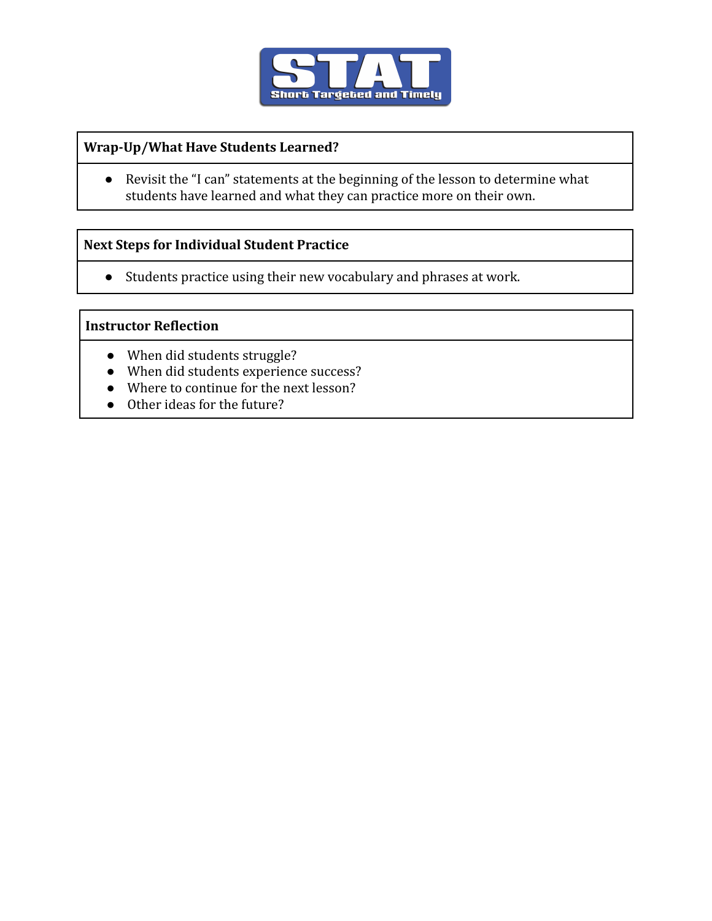STAT

Short Targeted and Timely

| Wrap-Up/What Have Students Learned? |
| --- |
| • Revisit the "I can" statements at the beginning of the lesson to determine what students have learned and what they can practice more on their own. |

| Next Steps for Individual Student Practice |
| --- |
| • Students practice using their new vocabulary and phrases at work. |

| Instructor Reflection |
| --- |
| • When did students struggle?<br>• When did students experience success?<br>• Where to continue for the next lesson?<br>• Other ideas for the future? |